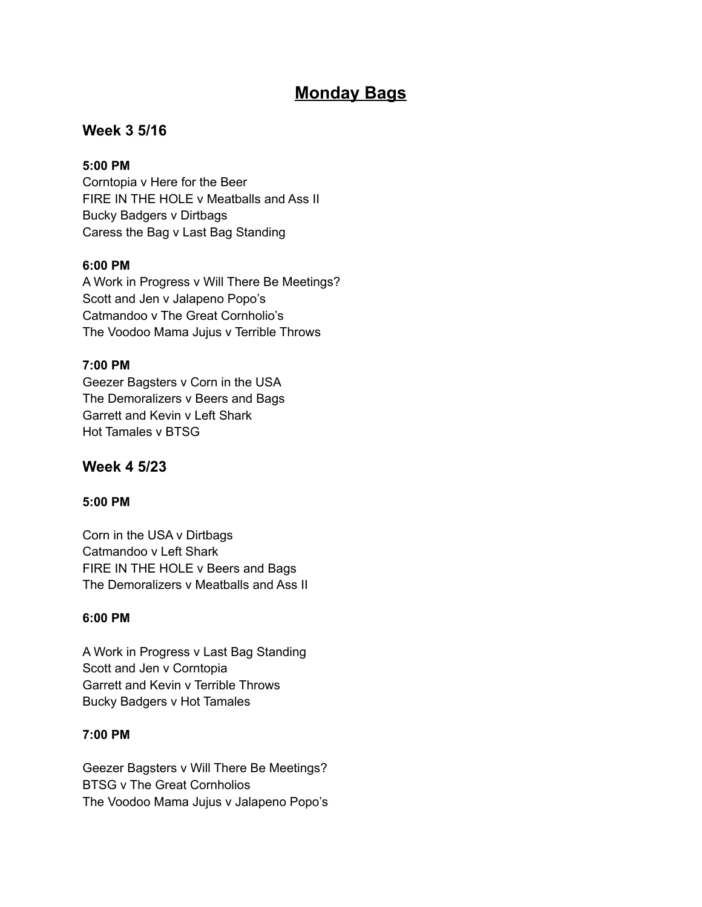# Monday Bags

## Week 3 5/16

**5:00 PM**
Corntopia v Here for the Beer
FIRE IN THE HOLE v Meatballs and Ass II
Bucky Badgers v Dirtbags
Caress the Bag v Last Bag Standing

**6:00 PM**
A Work in Progress v Will There Be Meetings?
Scott and Jen v Jalapeno Popo's
Catmandoo v The Great Cornholio's
The Voodoo Mama Jujus v Terrible Throws

**7:00 PM**
Geezer Bagsters v Corn in the USA
The Demoralizers v Beers and Bags
Garrett and Kevin v Left Shark
Hot Tamales v BTSG

## Week 4 5/23

**5:00 PM**

Corn in the USA v Dirtbags
Catmandoo v Left Shark
FIRE IN THE HOLE v Beers and Bags
The Demoralizers v Meatballs and Ass II

**6:00 PM**

A Work in Progress v Last Bag Standing
Scott and Jen v Corntopia
Garrett and Kevin v Terrible Throws
Bucky Badgers v Hot Tamales

**7:00 PM**

Geezer Bagsters v Will There Be Meetings?
BTSG v The Great Cornholios
The Voodoo Mama Jujus v Jalapeno Popo's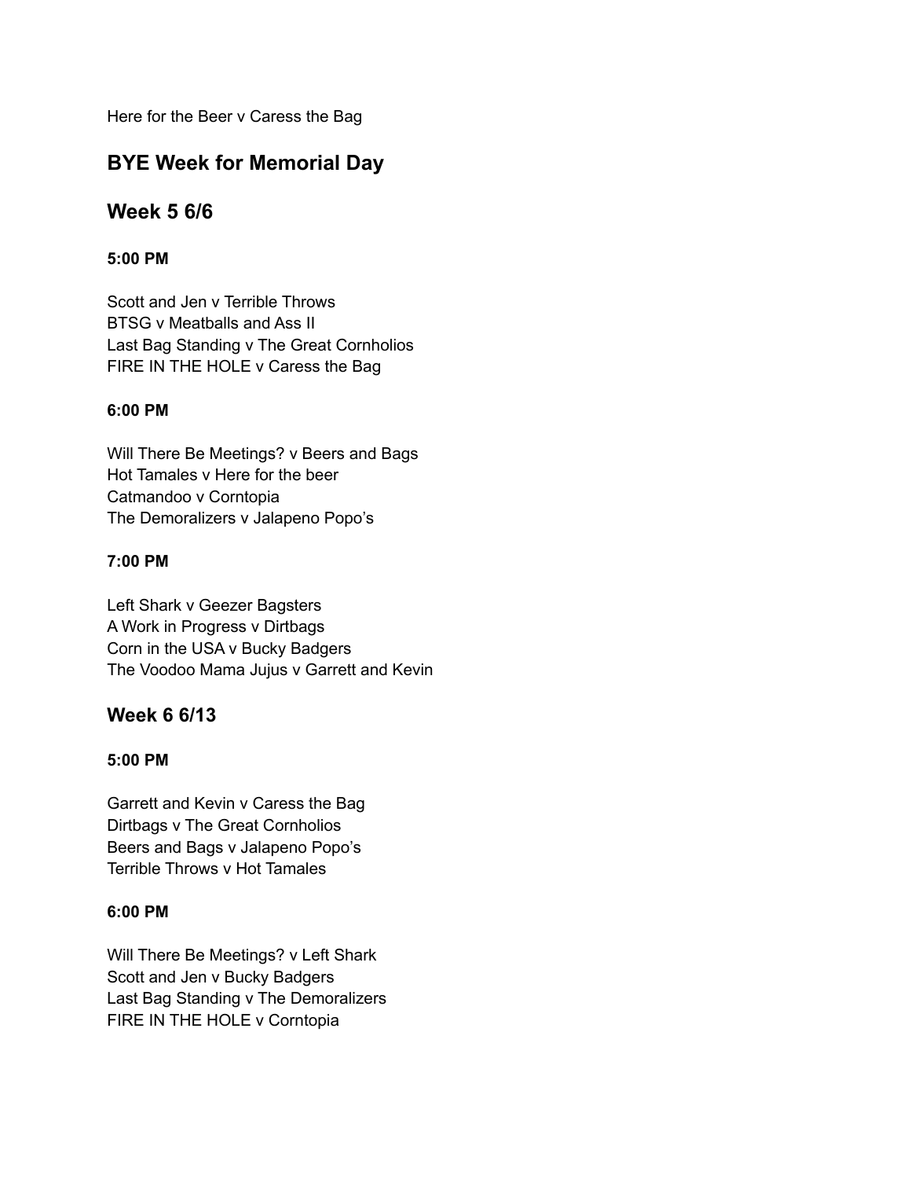Here for the Beer v Caress the Bag

## BYE Week for Memorial Day

## Week 5 6/6

**5:00 PM**

Scott and Jen v Terrible Throws
BTSG v Meatballs and Ass II
Last Bag Standing v The Great Cornholios
FIRE IN THE HOLE v Caress the Bag

**6:00 PM**

Will There Be Meetings? v Beers and Bags
Hot Tamales v Here for the beer
Catmandoo v Corntopia
The Demoralizers v Jalapeno Popo's

**7:00 PM**

Left Shark v Geezer Bagsters
A Work in Progress v Dirtbags
Corn in the USA v Bucky Badgers
The Voodoo Mama Jujus v Garrett and Kevin

## Week 6 6/13

**5:00 PM**

Garrett and Kevin v Caress the Bag
Dirtbags v The Great Cornholios
Beers and Bags v Jalapeno Popo's
Terrible Throws v Hot Tamales

**6:00 PM**

Will There Be Meetings? v Left Shark
Scott and Jen v Bucky Badgers
Last Bag Standing v The Demoralizers
FIRE IN THE HOLE v Corntopia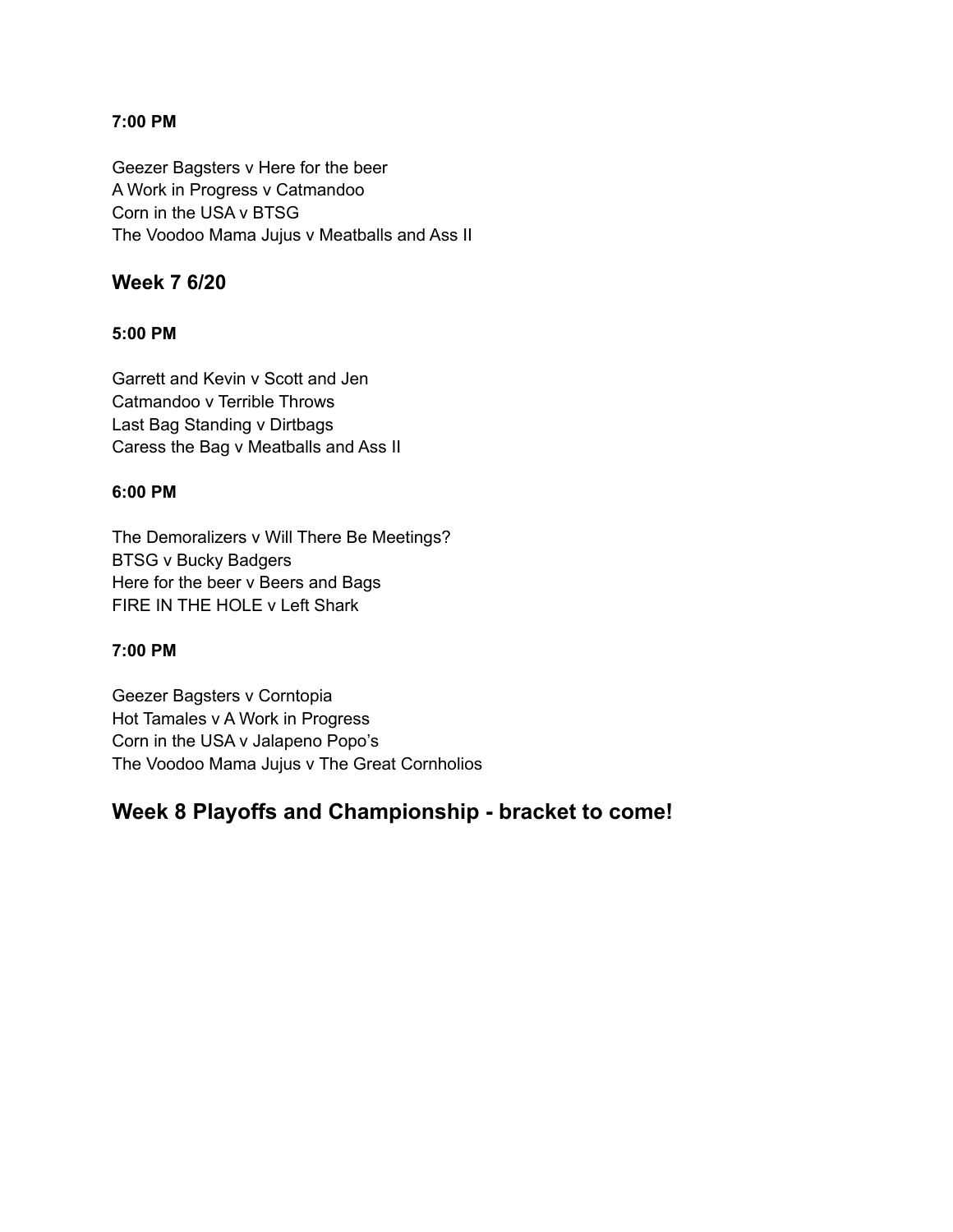**7:00 PM**

Geezer Bagsters v Here for the beer
A Work in Progress v Catmandoo
Corn in the USA v BTSG
The Voodoo Mama Jujus v Meatballs and Ass II

## Week 7 6/20

**5:00 PM**

Garrett and Kevin v Scott and Jen
Catmandoo v Terrible Throws
Last Bag Standing v Dirtbags
Caress the Bag v Meatballs and Ass II

**6:00 PM**

The Demoralizers v Will There Be Meetings?
BTSG v Bucky Badgers
Here for the beer v Beers and Bags
FIRE IN THE HOLE v Left Shark

**7:00 PM**

Geezer Bagsters v Corntopia
Hot Tamales v A Work in Progress
Corn in the USA v Jalapeno Popo's
The Voodoo Mama Jujus v The Great Cornholios

## Week 8 Playoffs and Championship - bracket to come!